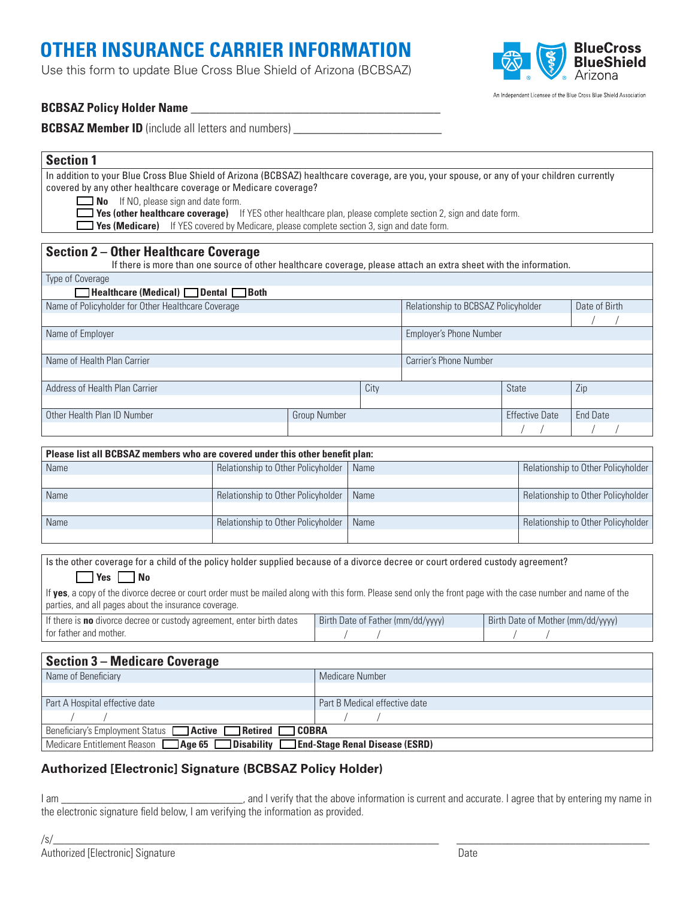# OTHER INSURANCE CARRIER INFORMATION

Use this form to update Blue Cross Blue Shield of Arizona (BCBSAZ)

BlueCross BlueShield Arizona

An Independent Licensee of the Blue Cross Blue Shield Association

**BCBSAZ Policy Holder Name** ___________________________________________

**BCBSAZ Member ID** (include all letters and numbers) _________________________

## Section 1

In addition to your Blue Cross Blue Shield of Arizona (BCBSAZ) healthcare coverage, are you, your spouse, or any of your children currently covered by any other healthcare coverage or Medicare coverage?

- ☐ **No** If NO, please sign and date form.
- ☐ **Yes (other healthcare coverage)** If YES other healthcare plan, please complete section 2, sign and date form.
- ☐ **Yes (Medicare)** If YES covered by Medicare, please complete section 3, sign and date form.

## Section 2 – Other Healthcare Coverage

If there is more than one source of other healthcare coverage, please attach an extra sheet with the information.

Type of Coverage

☐ **Healthcare (Medical)** ☐ **Dental** ☐ **Both**

| Name of Policyholder for Other Healthcare Coverage | | | Relationship to BCBSAZ Policyholder | | Date of Birth |
|---|---|---|---|---|---|
| | | | | | / / |
| Name of Employer | | | Employer's Phone Number | | |
| | | | | | |
| Name of Health Plan Carrier | | | Carrier's Phone Number | | |
| | | | | | |
| Address of Health Plan Carrier | | City | | State | Zip |
| | | | | | |
| Other Health Plan ID Number | Group Number | | | Effective Date | End Date |
| | | | | / / | / / |

**Please list all BCBSAZ members who are covered under this other benefit plan:**

| Name | Relationship to Other Policyholder | Name | Relationship to Other Policyholder |
|---|---|---|---|
| | | | |
| Name | Relationship to Other Policyholder | Name | Relationship to Other Policyholder |
| | | | |
| Name | Relationship to Other Policyholder | Name | Relationship to Other Policyholder |
| | | | |

Is the other coverage for a child of the policy holder supplied because of a divorce decree or court ordered custody agreement?

☐ **Yes** ☐ **No**

If **yes**, a copy of the divorce decree or court order must be mailed along with this form. Please send only the front page with the case number and name of the parties, and all pages about the insurance coverage.

| If there is **no** divorce decree or custody agreement, enter birth dates for father and mother. | Birth Date of Father (mm/dd/yyyy) | Birth Date of Mother (mm/dd/yyyy) |
|---|---|---|
| | / / | / / |

## Section 3 – Medicare Coverage

| Name of Beneficiary | Medicare Number |
|---|---|
| | |
| Part A Hospital effective date | Part B Medical effective date |
| / / | / / |

Beneficiary's Employment Status ☐ **Active** ☐ **Retired** ☐ **COBRA**

Medicare Entitlement Reason ☐ **Age 65** ☐ **Disability** ☐ **End-Stage Renal Disease (ESRD)**

## Authorized [Electronic] Signature (BCBSAZ Policy Holder)

I am ________________________________, and I verify that the above information is current and accurate. I agree that by entering my name in the electronic signature field below, I am verifying the information as provided.

/s/___________________________________________________________ ________________________________

Authorized [Electronic] Signature Date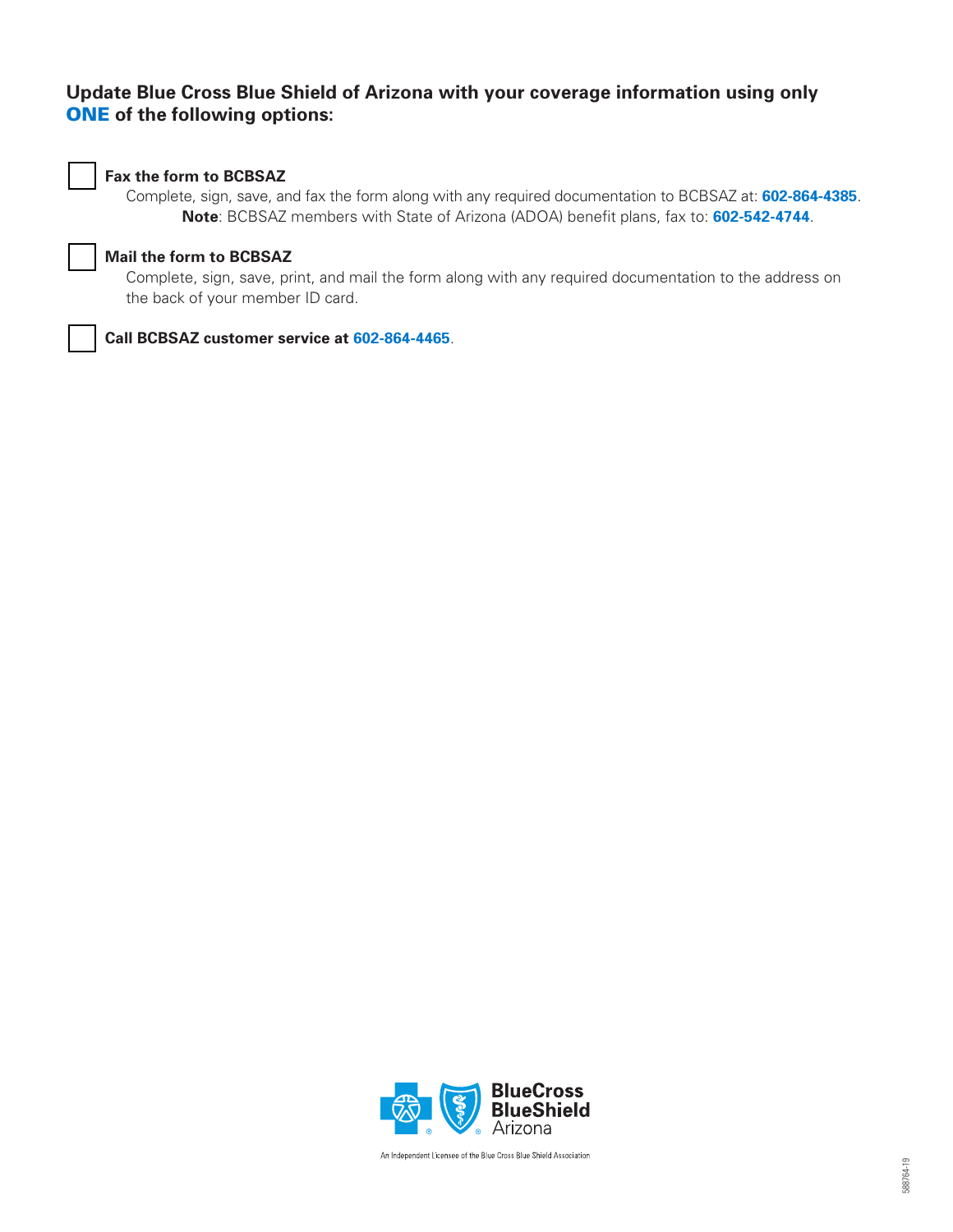**Update Blue Cross Blue Shield of Arizona with your coverage information using only ONE of the following options:**

- [ ] **Fax the form to BCBSAZ**
  Complete, sign, save, and fax the form along with any required documentation to BCBSAZ at: **602-864-4385**.
  **Note**: BCBSAZ members with State of Arizona (ADOA) benefit plans, fax to: **602-542-4744**.

- [ ] **Mail the form to BCBSAZ**
  Complete, sign, save, print, and mail the form along with any required documentation to the address on the back of your member ID card.

- [ ] **Call BCBSAZ customer service at 602-864-4465**.

BlueCross BlueShield Arizona

An Independent Licensee of the Blue Cross Blue Shield Association

588764-19